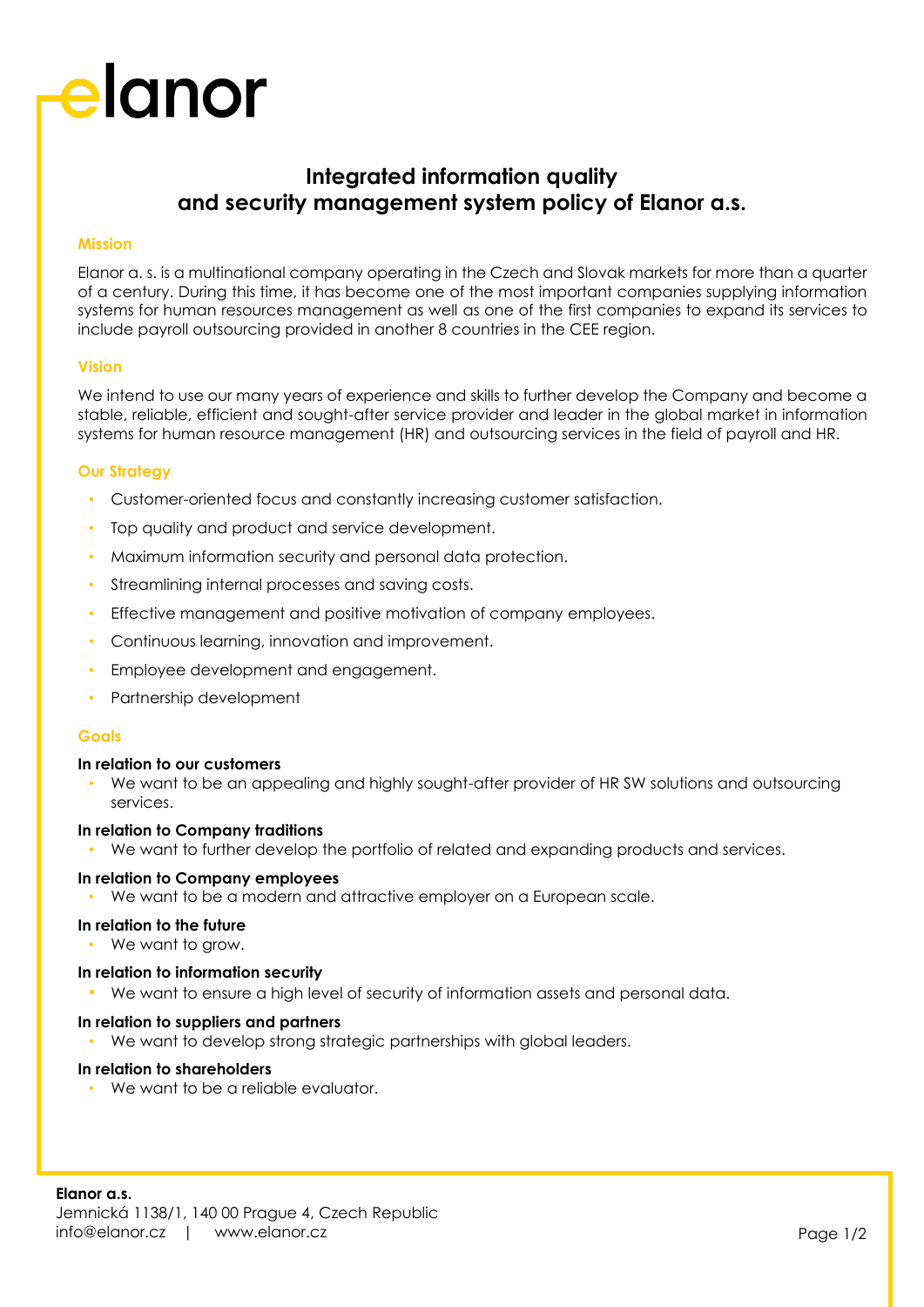elanor

# Integrated information quality and security management system policy of Elanor a.s.

## Mission

Elanor a. s. is a multinational company operating in the Czech and Slovak markets for more than a quarter of a century. During this time, it has become one of the most important companies supplying information systems for human resources management as well as one of the first companies to expand its services to include payroll outsourcing provided in another 8 countries in the CEE region.

## Vision

We intend to use our many years of experience and skills to further develop the Company and become a stable, reliable, efficient and sought-after service provider and leader in the global market in information systems for human resource management (HR) and outsourcing services in the field of payroll and HR.

## Our Strategy

- Customer-oriented focus and constantly increasing customer satisfaction.
- Top quality and product and service development.
- Maximum information security and personal data protection.
- Streamlining internal processes and saving costs.
- Effective management and positive motivation of company employees.
- Continuous learning, innovation and improvement.
- Employee development and engagement.
- Partnership development

## Goals

**In relation to our customers**

- We want to be an appealing and highly sought-after provider of HR SW solutions and outsourcing services.

**In relation to Company traditions**

- We want to further develop the portfolio of related and expanding products and services.

**In relation to Company employees**

- We want to be a modern and attractive employer on a European scale.

**In relation to the future**

- We want to grow.

**In relation to information security**

- We want to ensure a high level of security of information assets and personal data.

**In relation to suppliers and partners**

- We want to develop strong strategic partnerships with global leaders.

**In relation to shareholders**

- We want to be a reliable evaluator.

**Elanor a.s.**
Jemnická 1138/1, 140 00 Prague 4, Czech Republic
info@elanor.cz | www.elanor.cz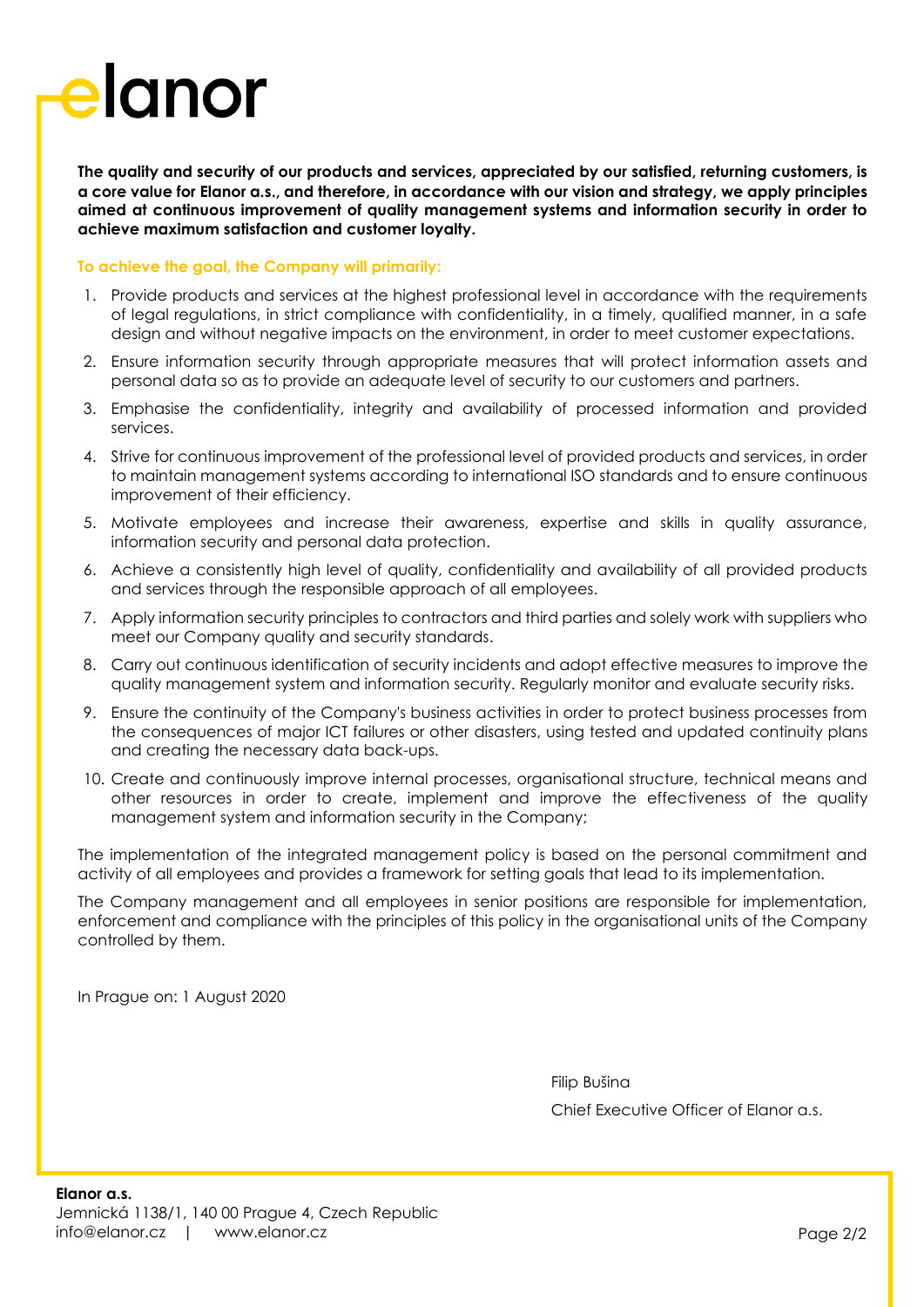# elanor

**The quality and security of our products and services, appreciated by our satisfied, returning customers, is a core value for Elanor a.s., and therefore, in accordance with our vision and strategy, we apply principles aimed at continuous improvement of quality management systems and information security in order to achieve maximum satisfaction and customer loyalty.**

**To achieve the goal, the Company will primarily:**

1. Provide products and services at the highest professional level in accordance with the requirements of legal regulations, in strict compliance with confidentiality, in a timely, qualified manner, in a safe design and without negative impacts on the environment, in order to meet customer expectations.
2. Ensure information security through appropriate measures that will protect information assets and personal data so as to provide an adequate level of security to our customers and partners.
3. Emphasise the confidentiality, integrity and availability of processed information and provided services.
4. Strive for continuous improvement of the professional level of provided products and services, in order to maintain management systems according to international ISO standards and to ensure continuous improvement of their efficiency.
5. Motivate employees and increase their awareness, expertise and skills in quality assurance, information security and personal data protection.
6. Achieve a consistently high level of quality, confidentiality and availability of all provided products and services through the responsible approach of all employees.
7. Apply information security principles to contractors and third parties and solely work with suppliers who meet our Company quality and security standards.
8. Carry out continuous identification of security incidents and adopt effective measures to improve the quality management system and information security. Regularly monitor and evaluate security risks.
9. Ensure the continuity of the Company's business activities in order to protect business processes from the consequences of major ICT failures or other disasters, using tested and updated continuity plans and creating the necessary data back-ups.
10. Create and continuously improve internal processes, organisational structure, technical means and other resources in order to create, implement and improve the effectiveness of the quality management system and information security in the Company;

The implementation of the integrated management policy is based on the personal commitment and activity of all employees and provides a framework for setting goals that lead to its implementation.

The Company management and all employees in senior positions are responsible for implementation, enforcement and compliance with the principles of this policy in the organisational units of the Company controlled by them.

In Prague on: 1 August 2020

Filip Bušina

Chief Executive Officer of Elanor a.s.

**Elanor a.s.**
Jemnická 1138/1, 140 00 Prague 4, Czech Republic
info@elanor.cz | www.elanor.cz